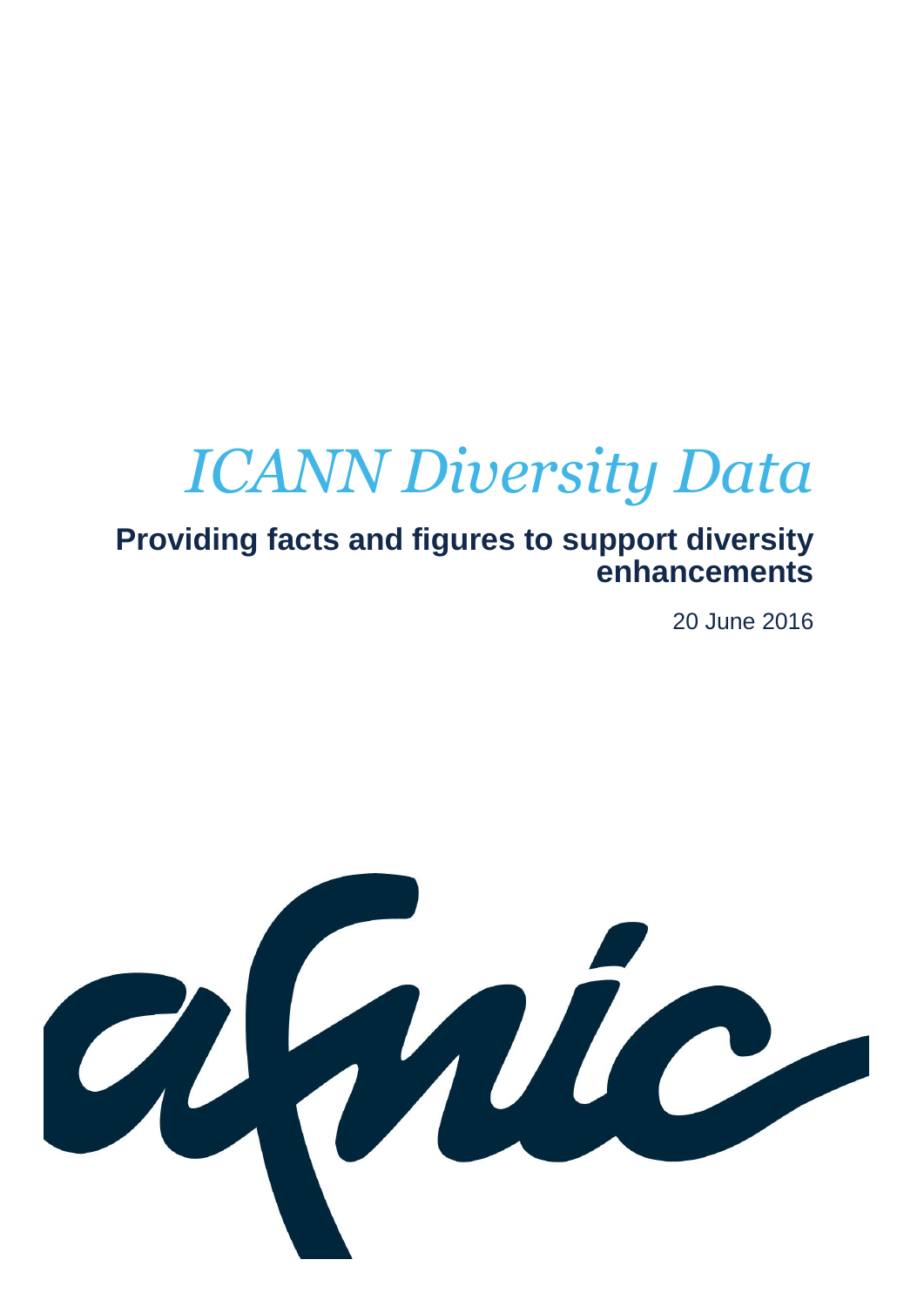# *ICANN Diversity Data*

## Providing facts and figures to support diversity enhancements

20 June 2016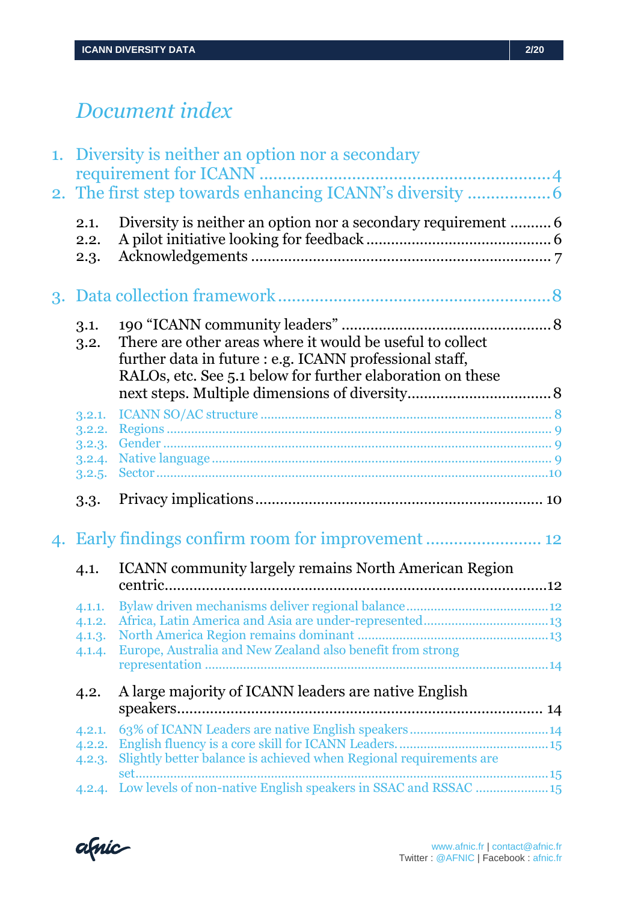# Document index

1. Diversity is neither an option nor a secondary requirement for ICANN .......................................................... 4
2. The first step towards enhancing ICANN's diversity ................. 6
   - 2.1. Diversity is neither an option nor a secondary requirement .......... 6
   - 2.2. A pilot initiative looking for feedback ............................................ 6
   - 2.3. Acknowledgements ....................................................................... 7
3. Data collection framework .......................................................... 8
   - 3.1. 190 "ICANN community leaders" .................................................. 8
   - 3.2. There are other areas where it would be useful to collect further data in future : e.g. ICANN professional staff, RALOs, etc. See 5.1 below for further elaboration on these next steps. Multiple dimensions of diversity.................................. 8
     - 3.2.1. ICANN SO/AC structure ................................................................................ 8
     - 3.2.2. Regions ......................................................................................................... 9
     - 3.2.3. Gender .......................................................................................................... 9
     - 3.2.4. Native language ............................................................................................ 9
     - 3.2.5. Sector ........................................................................................................... 10
   - 3.3. Privacy implications..................................................................... 10
4. Early findings confirm room for improvement ........................ 12
   - 4.1. ICANN community largely remains North American Region centric........................................................................................12
     - 4.1.1. Bylaw driven mechanisms deliver regional balance ........................................12
     - 4.1.2. Africa, Latin America and Asia are under-represented...................................13
     - 4.1.3. North America Region remains dominant ......................................................13
     - 4.1.4. Europe, Australia and New Zealand also benefit from strong representation ................................................................................................14
   - 4.2. A large majority of ICANN leaders are native English speakers...................................................................................... 14
     - 4.2.1. 63% of ICANN Leaders are native English speakers.......................................14
     - 4.2.2. English fluency is a core skill for ICANN Leaders. ..........................................15
     - 4.2.3. Slightly better balance is achieved when Regional requirements are set...................................................................................................................15
     - 4.2.4. Low levels of non-native English speakers in SSAC and RSSAC ....................15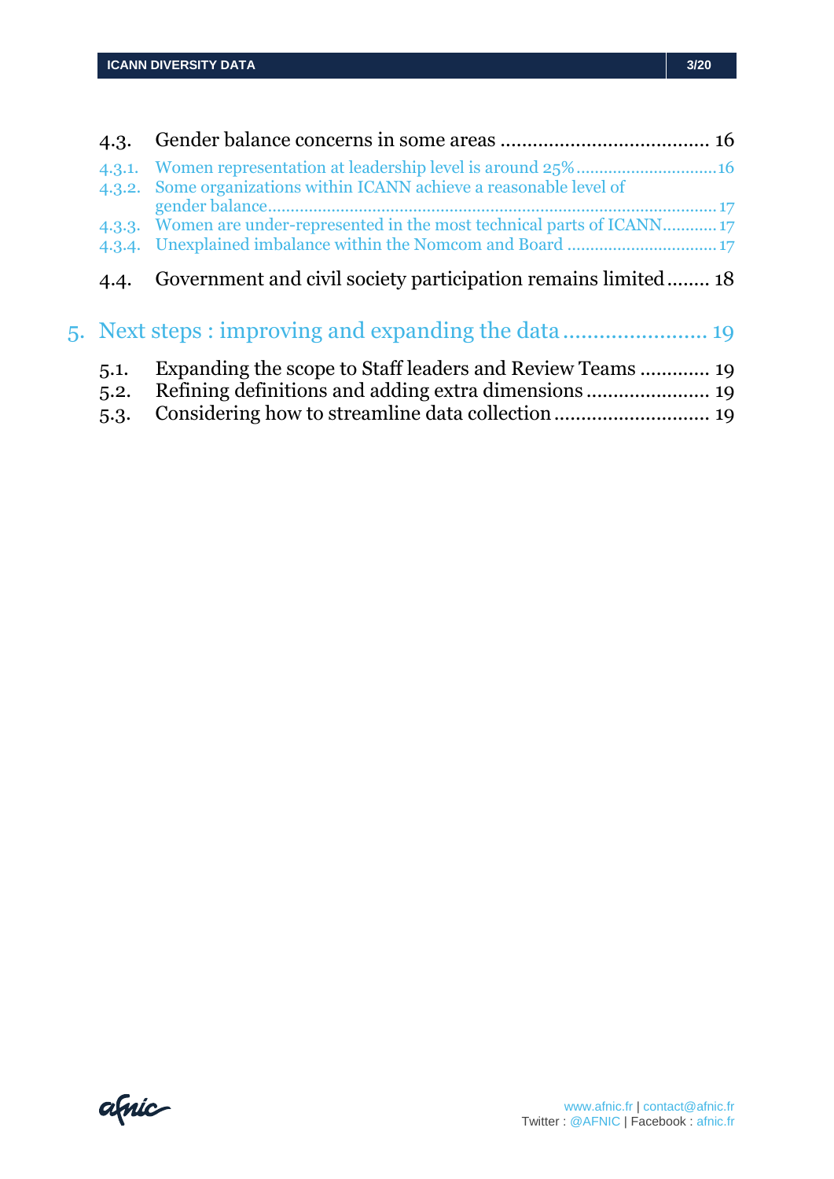4.3. Gender balance concerns in some areas ....................................... 16

4.3.1. Women representation at leadership level is around 25% ............................... 16

4.3.2. Some organizations within ICANN achieve a reasonable level of gender balance ................................................................................................. 17

4.3.3. Women are under-represented in the most technical parts of ICANN ............ 17

4.3.4. Unexplained imbalance within the Nomcom and Board ................................. 17

4.4. Government and civil society participation remains limited ........ 18

5. Next steps : improving and expanding the data ........................ 19

5.1. Expanding the scope to Staff leaders and Review Teams ............. 19

5.2. Refining definitions and adding extra dimensions ....................... 19

5.3. Considering how to streamline data collection ............................. 19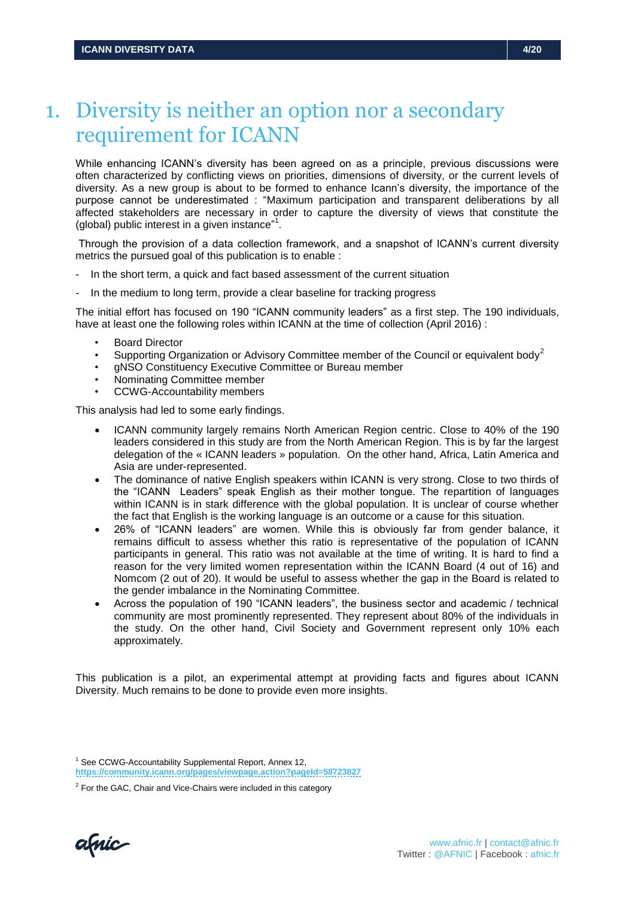# 1. Diversity is neither an option nor a secondary requirement for ICANN

While enhancing ICANN's diversity has been agreed on as a principle, previous discussions were often characterized by conflicting views on priorities, dimensions of diversity, or the current levels of diversity. As a new group is about to be formed to enhance Icann's diversity, the importance of the purpose cannot be underestimated : "Maximum participation and transparent deliberations by all affected stakeholders are necessary in order to capture the diversity of views that constitute the (global) public interest in a given instance"[1].

Through the provision of a data collection framework, and a snapshot of ICANN's current diversity metrics the pursued goal of this publication is to enable :

- In the short term, a quick and fact based assessment of the current situation
- In the medium to long term, provide a clear baseline for tracking progress

The initial effort has focused on 190 "ICANN community leaders" as a first step. The 190 individuals, have at least one the following roles within ICANN at the time of collection (April 2016) :

- Board Director
- Supporting Organization or Advisory Committee member of the Council or equivalent body[2]
- gNSO Constituency Executive Committee or Bureau member
- Nominating Committee member
- CCWG-Accountability members

This analysis had led to some early findings.

- ICANN community largely remains North American Region centric. Close to 40% of the 190 leaders considered in this study are from the North American Region. This is by far the largest delegation of the « ICANN leaders » population. On the other hand, Africa, Latin America and Asia are under-represented.
- The dominance of native English speakers within ICANN is very strong. Close to two thirds of the "ICANN Leaders" speak English as their mother tongue. The repartition of languages within ICANN is in stark difference with the global population. It is unclear of course whether the fact that English is the working language is an outcome or a cause for this situation.
- 26% of "ICANN leaders" are women. While this is obviously far from gender balance, it remains difficult to assess whether this ratio is representative of the population of ICANN participants in general. This ratio was not available at the time of writing. It is hard to find a reason for the very limited women representation within the ICANN Board (4 out of 16) and Nomcom (2 out of 20). It would be useful to assess whether the gap in the Board is related to the gender imbalance in the Nominating Committee.
- Across the population of 190 "ICANN leaders", the business sector and academic / technical community are most prominently represented. They represent about 80% of the individuals in the study. On the other hand, Civil Society and Government represent only 10% each approximately.

This publication is a pilot, an experimental attempt at providing facts and figures about ICANN Diversity. Much remains to be done to provide even more insights.

[1] See CCWG-Accountability Supplemental Report, Annex 12, https://community.icann.org/pages/viewpage.action?pageId=58723827

[2] For the GAC, Chair and Vice-Chairs were included in this category

www.afnic.fr | contact@afnic.fr
Twitter : @AFNIC | Facebook : afnic.fr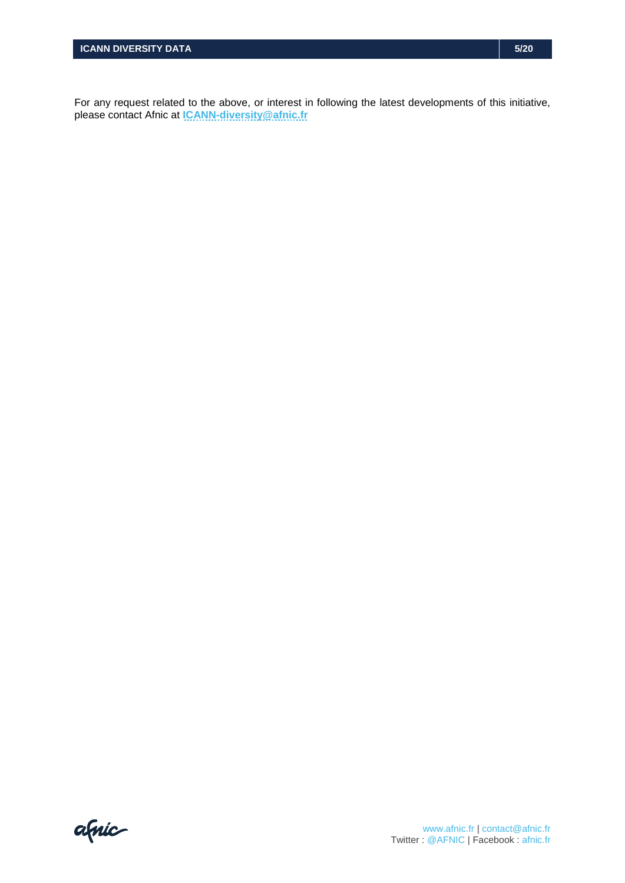For any request related to the above, or interest in following the latest developments of this initiative, please contact Afnic at **ICANN-diversity@afnic.fr**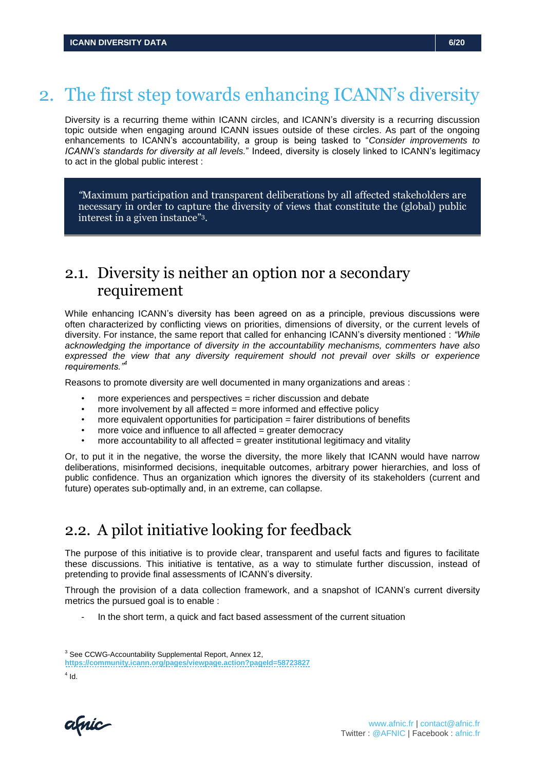# 2. The first step towards enhancing ICANN's diversity

Diversity is a recurring theme within ICANN circles, and ICANN's diversity is a recurring discussion topic outside when engaging around ICANN issues outside of these circles. As part of the ongoing enhancements to ICANN's accountability, a group is being tasked to "*Consider improvements to ICANN's standards for diversity at all levels.*" Indeed, diversity is closely linked to ICANN's legitimacy to act in the global public interest :

> "Maximum participation and transparent deliberations by all affected stakeholders are necessary in order to capture the diversity of views that constitute the (global) public interest in a given instance"[3].

## 2.1. Diversity is neither an option nor a secondary requirement

While enhancing ICANN's diversity has been agreed on as a principle, previous discussions were often characterized by conflicting views on priorities, dimensions of diversity, or the current levels of diversity. For instance, the same report that called for enhancing ICANN's diversity mentioned : *"While acknowledging the importance of diversity in the accountability mechanisms, commenters have also expressed the view that any diversity requirement should not prevail over skills or experience requirements."*[4]

Reasons to promote diversity are well documented in many organizations and areas :

- more experiences and perspectives = richer discussion and debate
- more involvement by all affected = more informed and effective policy
- more equivalent opportunities for participation = fairer distributions of benefits
- more voice and influence to all affected = greater democracy
- more accountability to all affected = greater institutional legitimacy and vitality

Or, to put it in the negative, the worse the diversity, the more likely that ICANN would have narrow deliberations, misinformed decisions, inequitable outcomes, arbitrary power hierarchies, and loss of public confidence. Thus an organization which ignores the diversity of its stakeholders (current and future) operates sub-optimally and, in an extreme, can collapse.

## 2.2. A pilot initiative looking for feedback

The purpose of this initiative is to provide clear, transparent and useful facts and figures to facilitate these discussions. This initiative is tentative, as a way to stimulate further discussion, instead of pretending to provide final assessments of ICANN's diversity.

Through the provision of a data collection framework, and a snapshot of ICANN's current diversity metrics the pursued goal is to enable :

- In the short term, a quick and fact based assessment of the current situation

---

[3] See CCWG-Accountability Supplemental Report, Annex 12, https://community.icann.org/pages/viewpage.action?pageId=58723827

[4] Id.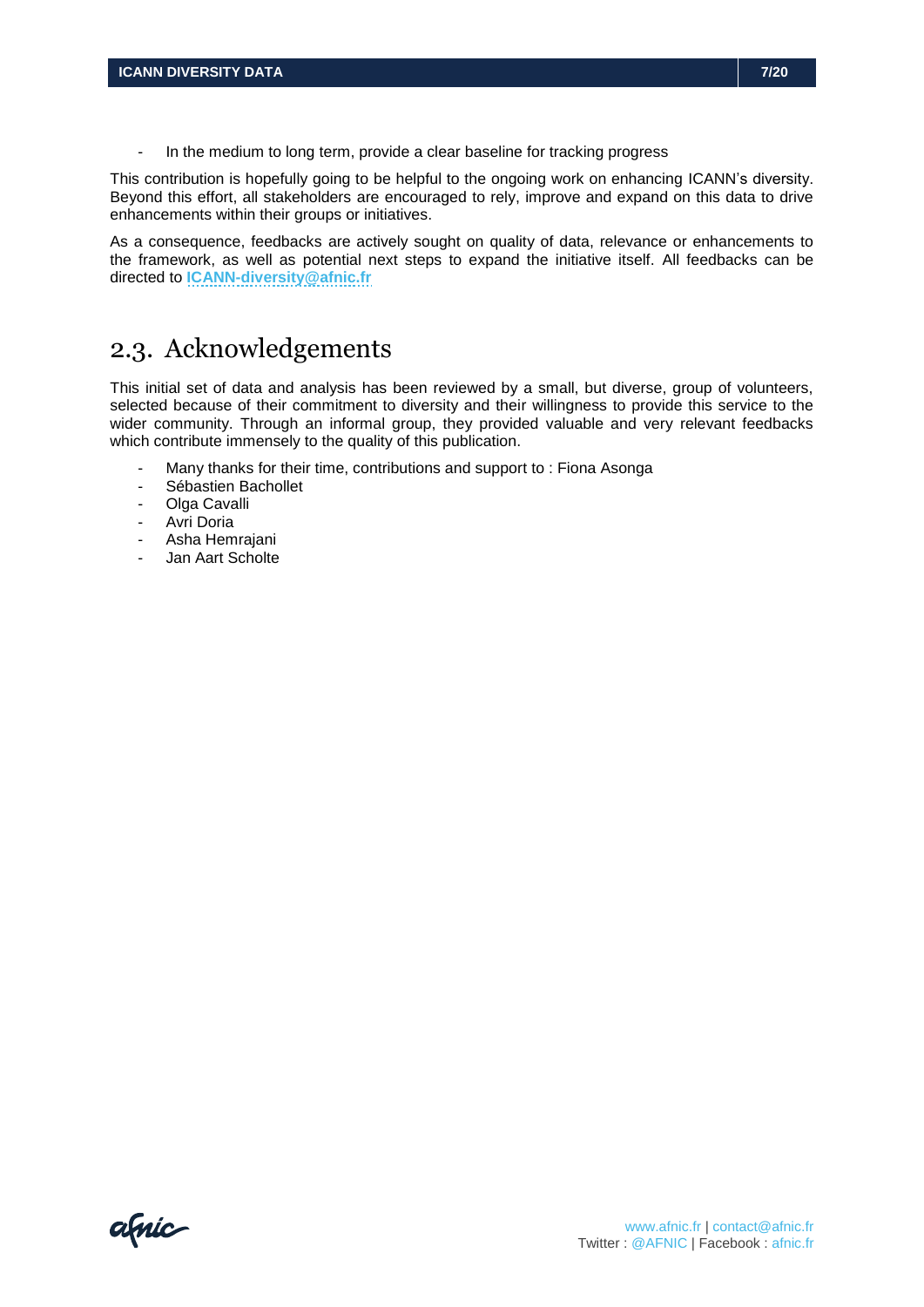- In the medium to long term, provide a clear baseline for tracking progress

This contribution is hopefully going to be helpful to the ongoing work on enhancing ICANN's diversity. Beyond this effort, all stakeholders are encouraged to rely, improve and expand on this data to drive enhancements within their groups or initiatives.

As a consequence, feedbacks are actively sought on quality of data, relevance or enhancements to the framework, as well as potential next steps to expand the initiative itself. All feedbacks can be directed to **ICANN-diversity@afnic.fr**

## 2.3. Acknowledgements

This initial set of data and analysis has been reviewed by a small, but diverse, group of volunteers, selected because of their commitment to diversity and their willingness to provide this service to the wider community. Through an informal group, they provided valuable and very relevant feedbacks which contribute immensely to the quality of this publication.

- Many thanks for their time, contributions and support to : Fiona Asonga
- Sébastien Bachollet
- Olga Cavalli
- Avri Doria
- Asha Hemrajani
- Jan Aart Scholte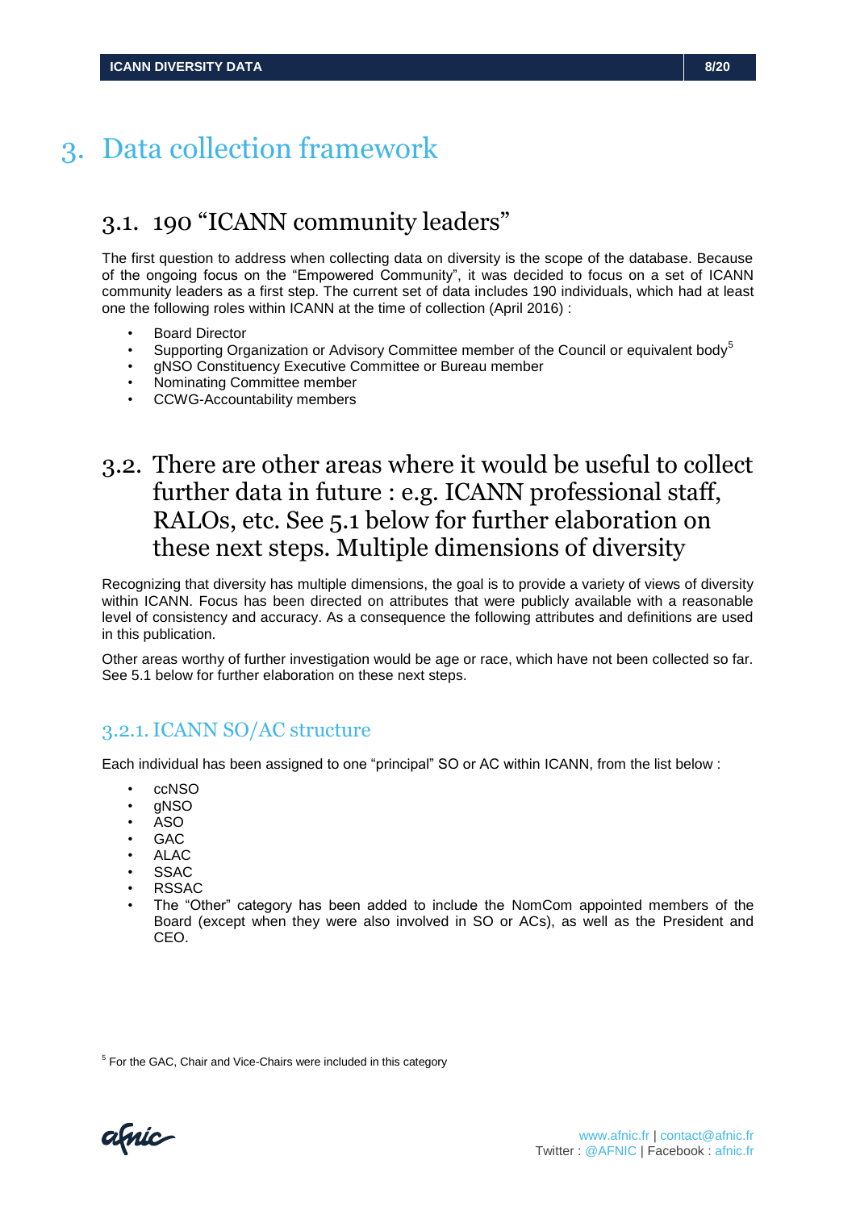# 3. Data collection framework

## 3.1. 190 "ICANN community leaders"

The first question to address when collecting data on diversity is the scope of the database. Because of the ongoing focus on the "Empowered Community", it was decided to focus on a set of ICANN community leaders as a first step. The current set of data includes 190 individuals, which had at least one the following roles within ICANN at the time of collection (April 2016) :

- Board Director
- Supporting Organization or Advisory Committee member of the Council or equivalent body[5]
- gNSO Constituency Executive Committee or Bureau member
- Nominating Committee member
- CCWG-Accountability members

## 3.2. There are other areas where it would be useful to collect further data in future : e.g. ICANN professional staff, RALOs, etc. See 5.1 below for further elaboration on these next steps. Multiple dimensions of diversity

Recognizing that diversity has multiple dimensions, the goal is to provide a variety of views of diversity within ICANN. Focus has been directed on attributes that were publicly available with a reasonable level of consistency and accuracy. As a consequence the following attributes and definitions are used in this publication.

Other areas worthy of further investigation would be age or race, which have not been collected so far. See 5.1 below for further elaboration on these next steps.

### 3.2.1. ICANN SO/AC structure

Each individual has been assigned to one "principal" SO or AC within ICANN, from the list below :

- ccNSO
- gNSO
- ASO
- GAC
- ALAC
- SSAC
- RSSAC
- The "Other" category has been added to include the NomCom appointed members of the Board (except when they were also involved in SO or ACs), as well as the President and CEO.

[5] For the GAC, Chair and Vice-Chairs were included in this category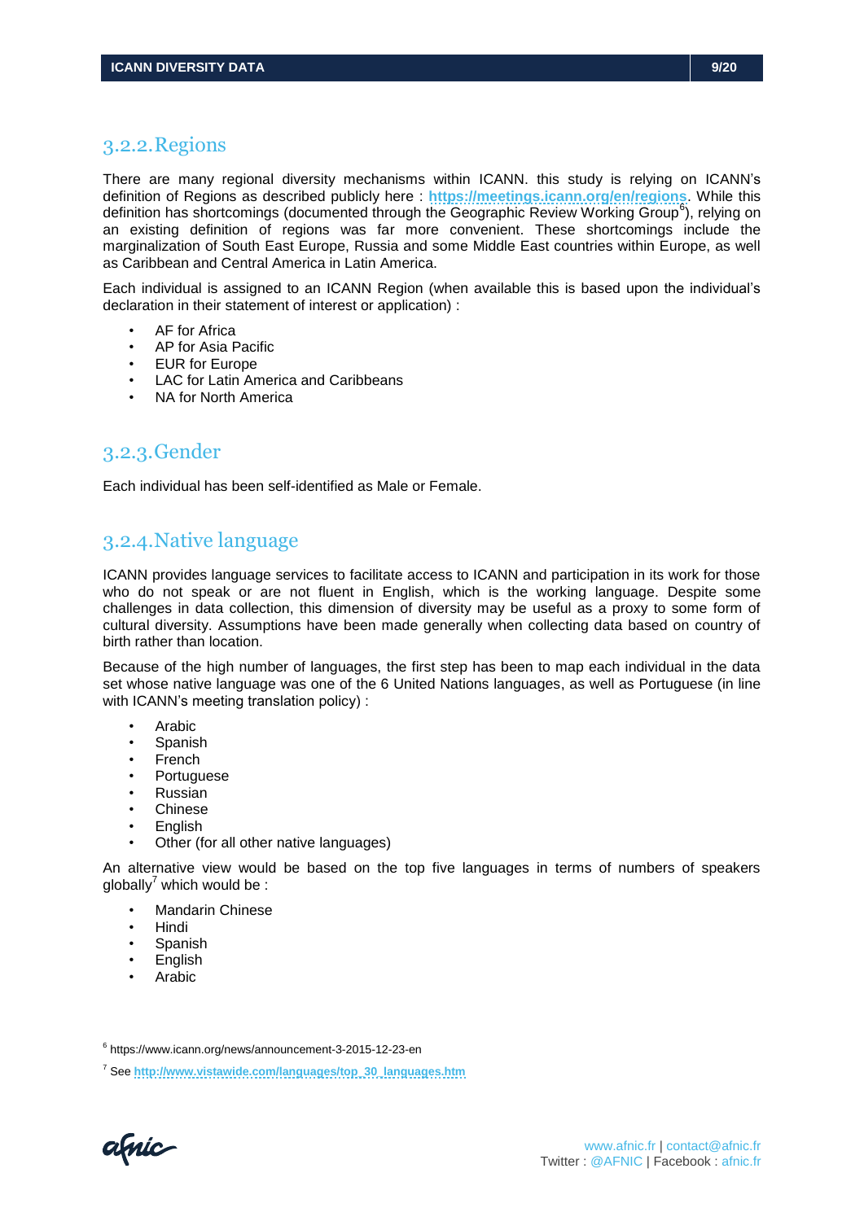### 3.2.2. Regions

There are many regional diversity mechanisms within ICANN. this study is relying on ICANN's definition of Regions as described publicly here : **https://meetings.icann.org/en/regions**. While this definition has shortcomings (documented through the Geographic Review Working Group[6]), relying on an existing definition of regions was far more convenient. These shortcomings include the marginalization of South East Europe, Russia and some Middle East countries within Europe, as well as Caribbean and Central America in Latin America.

Each individual is assigned to an ICANN Region (when available this is based upon the individual's declaration in their statement of interest or application) :

- AF for Africa
- AP for Asia Pacific
- EUR for Europe
- LAC for Latin America and Caribbeans
- NA for North America

### 3.2.3. Gender

Each individual has been self-identified as Male or Female.

### 3.2.4. Native language

ICANN provides language services to facilitate access to ICANN and participation in its work for those who do not speak or are not fluent in English, which is the working language. Despite some challenges in data collection, this dimension of diversity may be useful as a proxy to some form of cultural diversity. Assumptions have been made generally when collecting data based on country of birth rather than location.

Because of the high number of languages, the first step has been to map each individual in the data set whose native language was one of the 6 United Nations languages, as well as Portuguese (in line with ICANN's meeting translation policy) :

- Arabic
- Spanish
- French
- Portuguese
- Russian
- Chinese
- English
- Other (for all other native languages)

An alternative view would be based on the top five languages in terms of numbers of speakers globally[7] which would be :

- Mandarin Chinese
- Hindi
- Spanish
- English
- Arabic

[6] https://www.icann.org/news/announcement-3-2015-12-23-en

[7] See **http://www.vistawide.com/languages/top_30_languages.htm**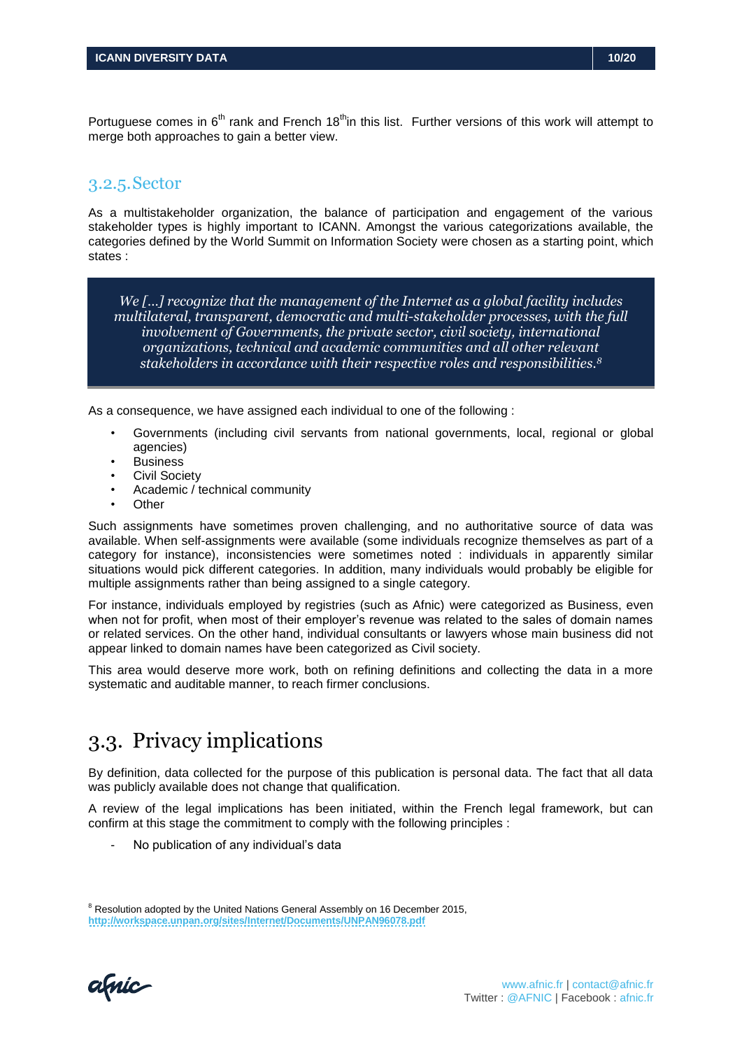Portuguese comes in 6th rank and French 18th in this list. Further versions of this work will attempt to merge both approaches to gain a better view.

### 3.2.5. Sector

As a multistakeholder organization, the balance of participation and engagement of the various stakeholder types is highly important to ICANN. Amongst the various categorizations available, the categories defined by the World Summit on Information Society were chosen as a starting point, which states :

> *We […] recognize that the management of the Internet as a global facility includes multilateral, transparent, democratic and multi-stakeholder processes, with the full involvement of Governments, the private sector, civil society, international organizations, technical and academic communities and all other relevant stakeholders in accordance with their respective roles and responsibilities.*[8]

As a consequence, we have assigned each individual to one of the following :

- Governments (including civil servants from national governments, local, regional or global agencies)
- Business
- Civil Society
- Academic / technical community
- Other

Such assignments have sometimes proven challenging, and no authoritative source of data was available. When self-assignments were available (some individuals recognize themselves as part of a category for instance), inconsistencies were sometimes noted : individuals in apparently similar situations would pick different categories. In addition, many individuals would probably be eligible for multiple assignments rather than being assigned to a single category.

For instance, individuals employed by registries (such as Afnic) were categorized as Business, even when not for profit, when most of their employer's revenue was related to the sales of domain names or related services. On the other hand, individual consultants or lawyers whose main business did not appear linked to domain names have been categorized as Civil society.

This area would deserve more work, both on refining definitions and collecting the data in a more systematic and auditable manner, to reach firmer conclusions.

## 3.3. Privacy implications

By definition, data collected for the purpose of this publication is personal data. The fact that all data was publicly available does not change that qualification.

A review of the legal implications has been initiated, within the French legal framework, but can confirm at this stage the commitment to comply with the following principles :

- No publication of any individual's data

[8] Resolution adopted by the United Nations General Assembly on 16 December 2015, http://workspace.unpan.org/sites/Internet/Documents/UNPAN96078.pdf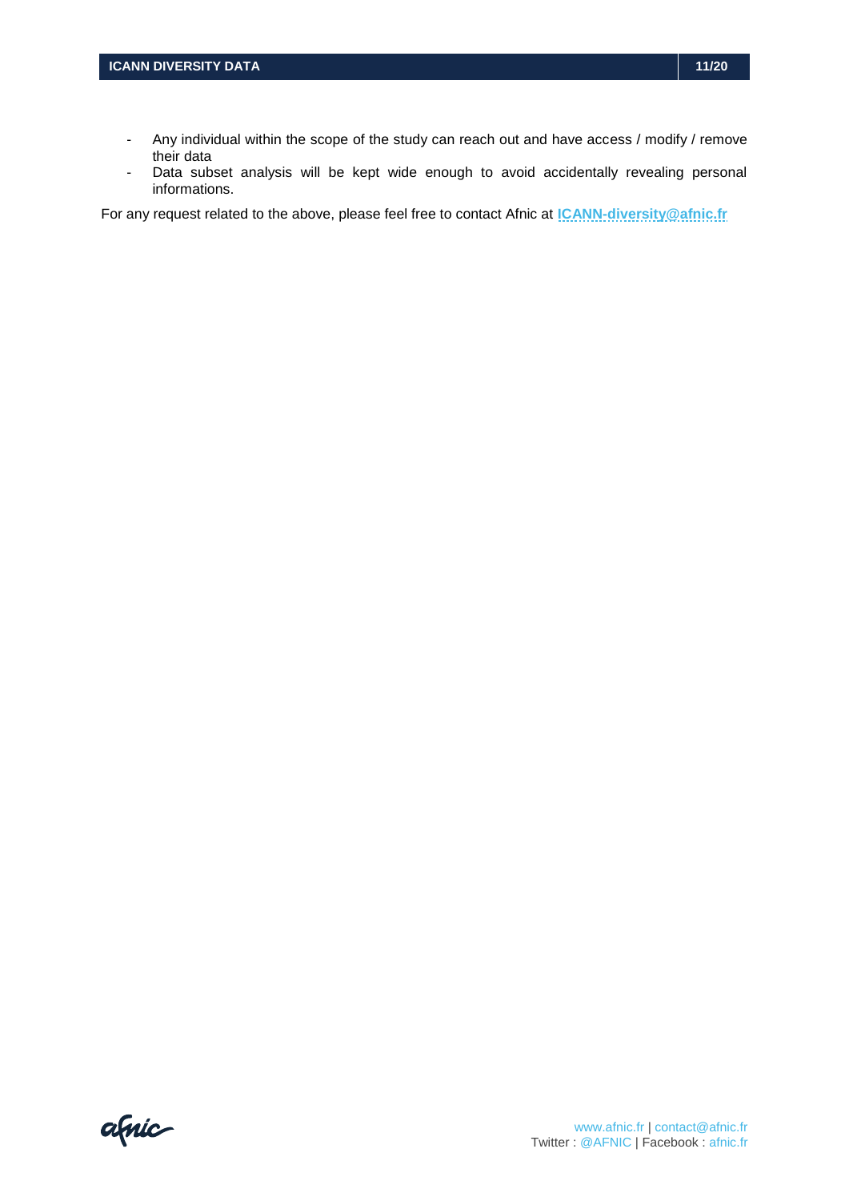- Any individual within the scope of the study can reach out and have access / modify / remove their data
- Data subset analysis will be kept wide enough to avoid accidentally revealing personal informations.

For any request related to the above, please feel free to contact Afnic at **ICANN-diversity@afnic.fr**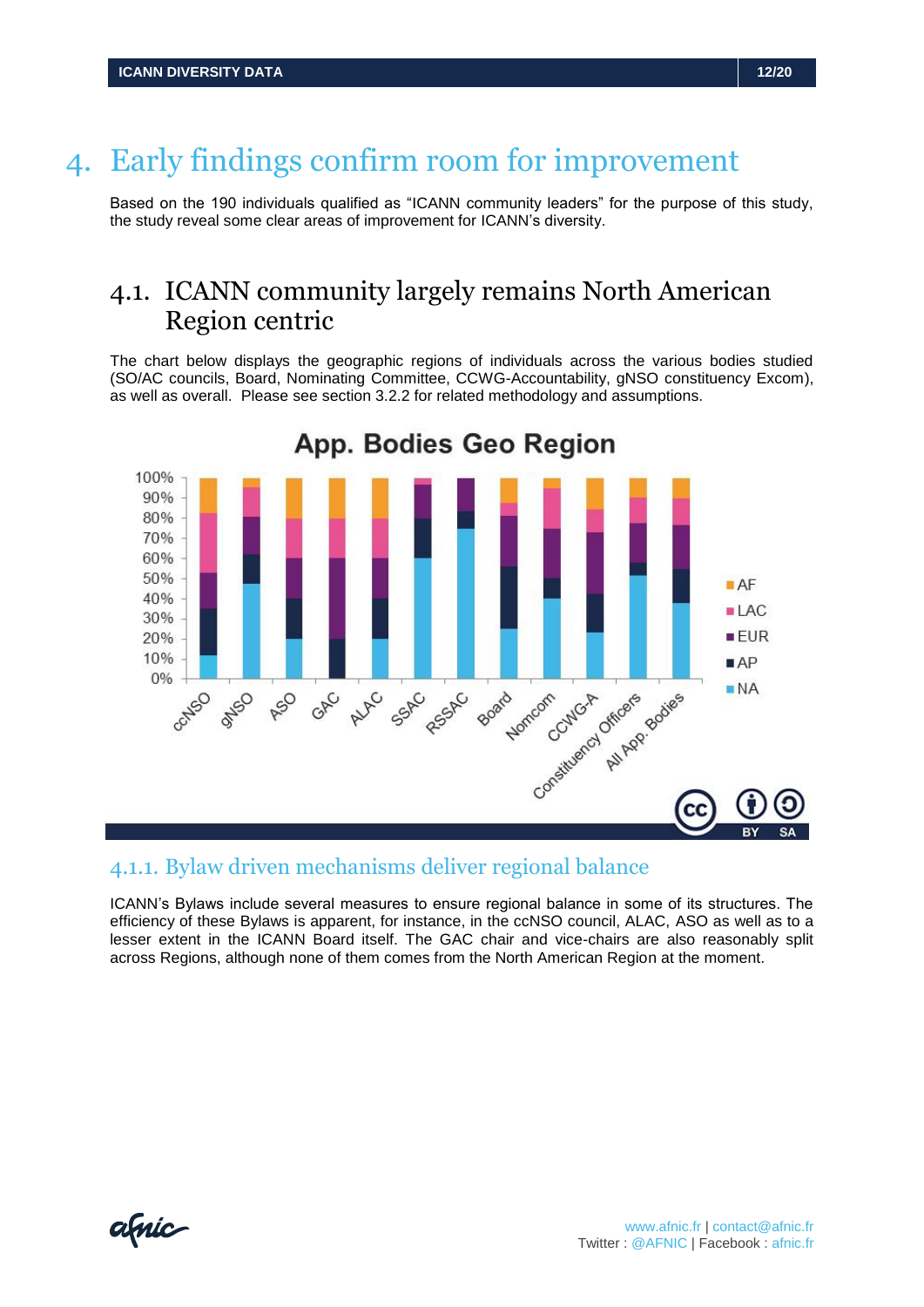# 4. Early findings confirm room for improvement

Based on the 190 individuals qualified as "ICANN community leaders" for the purpose of this study, the study reveal some clear areas of improvement for ICANN's diversity.

## 4.1. ICANN community largely remains North American Region centric

The chart below displays the geographic regions of individuals across the various bodies studied (SO/AC councils, Board, Nominating Committee, CCWG-Accountability, gNSO constituency Excom), as well as overall. Please see section 3.2.2 for related methodology and assumptions.

### 4.1.1. Bylaw driven mechanisms deliver regional balance

ICANN's Bylaws include several measures to ensure regional balance in some of its structures. The efficiency of these Bylaws is apparent, for instance, in the ccNSO council, ALAC, ASO as well as to a lesser extent in the ICANN Board itself. The GAC chair and vice-chairs are also reasonably split across Regions, although none of them comes from the North American Region at the moment.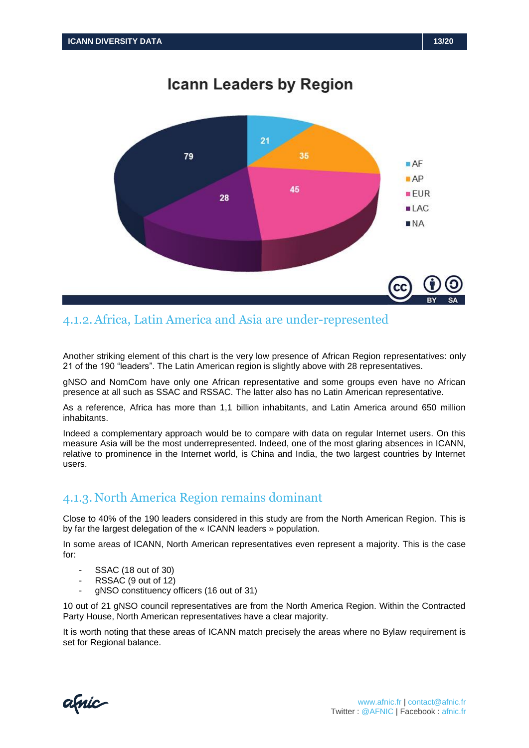## Icann Leaders by Region

| Region | Leaders |
|---|---|
| AF | 21 |
| AP | 35 |
| EUR | 45 |
| LAC | 28 |
| NA | 79 |

### 4.1.2. Africa, Latin America and Asia are under-represented

Another striking element of this chart is the very low presence of African Region representatives: only 21 of the 190 "leaders". The Latin American region is slightly above with 28 representatives.

gNSO and NomCom have only one African representative and some groups even have no African presence at all such as SSAC and RSSAC. The latter also has no Latin American representative.

As a reference, Africa has more than 1,1 billion inhabitants, and Latin America around 650 million inhabitants.

Indeed a complementary approach would be to compare with data on regular Internet users. On this measure Asia will be the most underrepresented. Indeed, one of the most glaring absences in ICANN, relative to prominence in the Internet world, is China and India, the two largest countries by Internet users.

### 4.1.3. North America Region remains dominant

Close to 40% of the 190 leaders considered in this study are from the North American Region. This is by far the largest delegation of the « ICANN leaders » population.

In some areas of ICANN, North American representatives even represent a majority. This is the case for:

- SSAC (18 out of 30)
- RSSAC (9 out of 12)
- gNSO constituency officers (16 out of 31)

10 out of 21 gNSO council representatives are from the North America Region. Within the Contracted Party House, North American representatives have a clear majority.

It is worth noting that these areas of ICANN match precisely the areas where no Bylaw requirement is set for Regional balance.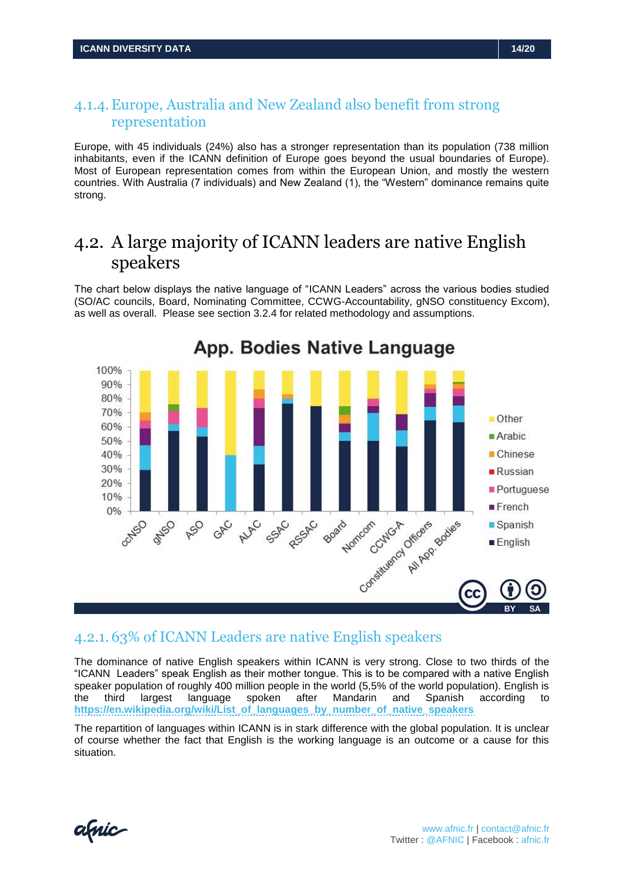#### 4.1.4. Europe, Australia and New Zealand also benefit from strong representation

Europe, with 45 individuals (24%) also has a stronger representation than its population (738 million inhabitants, even if the ICANN definition of Europe goes beyond the usual boundaries of Europe). Most of European representation comes from within the European Union, and mostly the western countries. With Australia (7 individuals) and New Zealand (1), the "Western" dominance remains quite strong.

## 4.2. A large majority of ICANN leaders are native English speakers

The chart below displays the native language of "ICANN Leaders" across the various bodies studied (SO/AC councils, Board, Nominating Committee, CCWG-Accountability, gNSO constituency Excom), as well as overall. Please see section 3.2.4 for related methodology and assumptions.

### 4.2.1. 63% of ICANN Leaders are native English speakers

The dominance of native English speakers within ICANN is very strong. Close to two thirds of the "ICANN Leaders" speak English as their mother tongue. This is to be compared with a native English speaker population of roughly 400 million people in the world (5,5% of the world population). English is the third largest language spoken after Mandarin and Spanish according to https://en.wikipedia.org/wiki/List_of_languages_by_number_of_native_speakers

The repartition of languages within ICANN is in stark difference with the global population. It is unclear of course whether the fact that English is the working language is an outcome or a cause for this situation.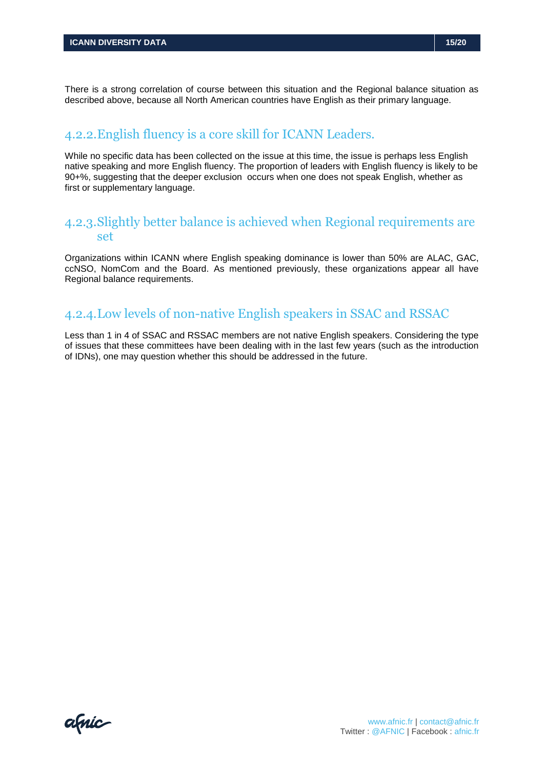There is a strong correlation of course between this situation and the Regional balance situation as described above, because all North American countries have English as their primary language.

### 4.2.2. English fluency is a core skill for ICANN Leaders.

While no specific data has been collected on the issue at this time, the issue is perhaps less English native speaking and more English fluency. The proportion of leaders with English fluency is likely to be 90+%, suggesting that the deeper exclusion occurs when one does not speak English, whether as first or supplementary language.

### 4.2.3. Slightly better balance is achieved when Regional requirements are set

Organizations within ICANN where English speaking dominance is lower than 50% are ALAC, GAC, ccNSO, NomCom and the Board. As mentioned previously, these organizations appear all have Regional balance requirements.

### 4.2.4. Low levels of non-native English speakers in SSAC and RSSAC

Less than 1 in 4 of SSAC and RSSAC members are not native English speakers. Considering the type of issues that these committees have been dealing with in the last few years (such as the introduction of IDNs), one may question whether this should be addressed in the future.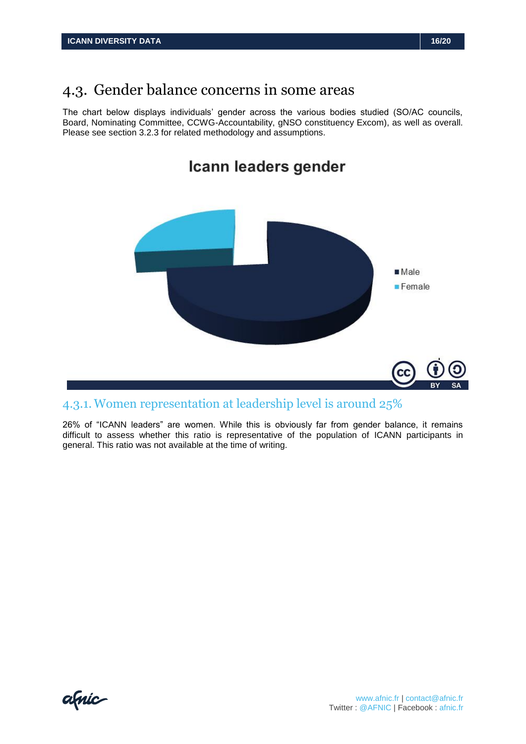## 4.3. Gender balance concerns in some areas

The chart below displays individuals' gender across the various bodies studied (SO/AC councils, Board, Nominating Committee, CCWG-Accountability, gNSO constituency Excom), as well as overall. Please see section 3.2.3 for related methodology and assumptions.

**Icann leaders gender**

- Male
- Female

### 4.3.1. Women representation at leadership level is around 25%

26% of "ICANN leaders" are women. While this is obviously far from gender balance, it remains difficult to assess whether this ratio is representative of the population of ICANN participants in general. This ratio was not available at the time of writing.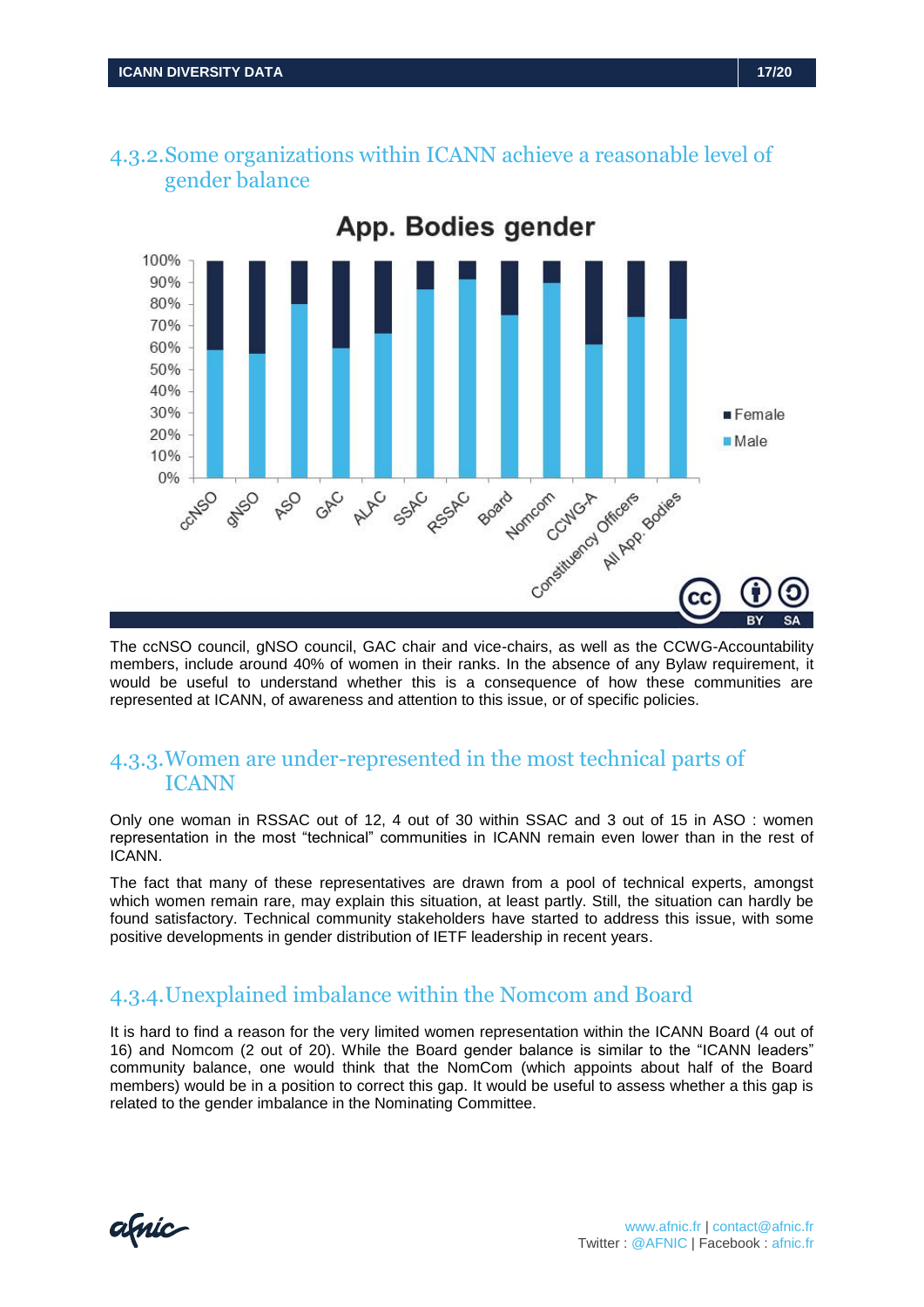## 4.3.2. Some organizations within ICANN achieve a reasonable level of gender balance

The ccNSO council, gNSO council, GAC chair and vice-chairs, as well as the CCWG-Accountability members, include around 40% of women in their ranks. In the absence of any Bylaw requirement, it would be useful to understand whether this is a consequence of how these communities are represented at ICANN, of awareness and attention to this issue, or of specific policies.

## 4.3.3. Women are under-represented in the most technical parts of ICANN

Only one woman in RSSAC out of 12, 4 out of 30 within SSAC and 3 out of 15 in ASO : women representation in the most "technical" communities in ICANN remain even lower than in the rest of ICANN.

The fact that many of these representatives are drawn from a pool of technical experts, amongst which women remain rare, may explain this situation, at least partly. Still, the situation can hardly be found satisfactory. Technical community stakeholders have started to address this issue, with some positive developments in gender distribution of IETF leadership in recent years.

## 4.3.4. Unexplained imbalance within the Nomcom and Board

It is hard to find a reason for the very limited women representation within the ICANN Board (4 out of 16) and Nomcom (2 out of 20). While the Board gender balance is similar to the "ICANN leaders" community balance, one would think that the NomCom (which appoints about half of the Board members) would be in a position to correct this gap. It would be useful to assess whether a this gap is related to the gender imbalance in the Nominating Committee.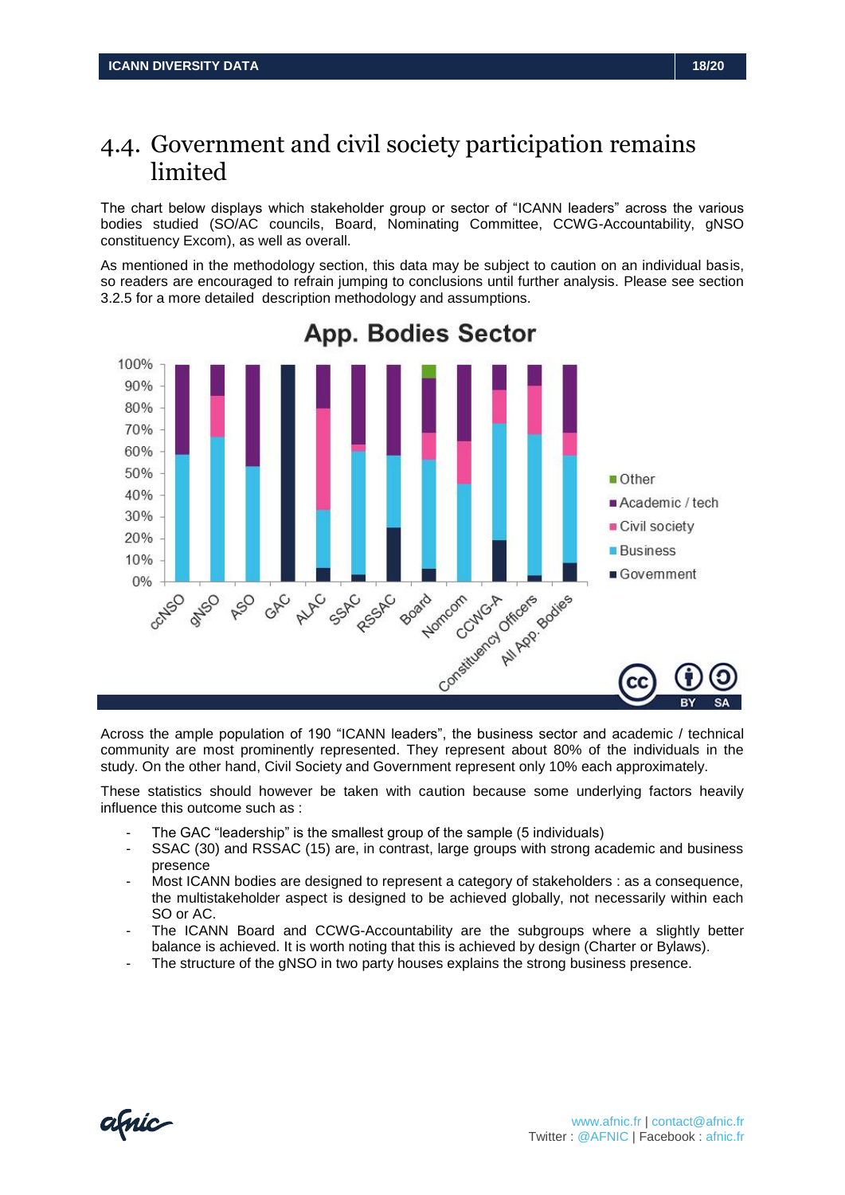## 4.4. Government and civil society participation remains limited

The chart below displays which stakeholder group or sector of "ICANN leaders" across the various bodies studied (SO/AC councils, Board, Nominating Committee, CCWG-Accountability, gNSO constituency Excom), as well as overall.

As mentioned in the methodology section, this data may be subject to caution on an individual basis, so readers are encouraged to refrain jumping to conclusions until further analysis. Please see section 3.2.5 for a more detailed description methodology and assumptions.

Across the ample population of 190 "ICANN leaders", the business sector and academic / technical community are most prominently represented. They represent about 80% of the individuals in the study. On the other hand, Civil Society and Government represent only 10% each approximately.

These statistics should however be taken with caution because some underlying factors heavily influence this outcome such as :

- The GAC "leadership" is the smallest group of the sample (5 individuals)
- SSAC (30) and RSSAC (15) are, in contrast, large groups with strong academic and business presence
- Most ICANN bodies are designed to represent a category of stakeholders : as a consequence, the multistakeholder aspect is designed to be achieved globally, not necessarily within each SO or AC.
- The ICANN Board and CCWG-Accountability are the subgroups where a slightly better balance is achieved. It is worth noting that this is achieved by design (Charter or Bylaws).
- The structure of the gNSO in two party houses explains the strong business presence.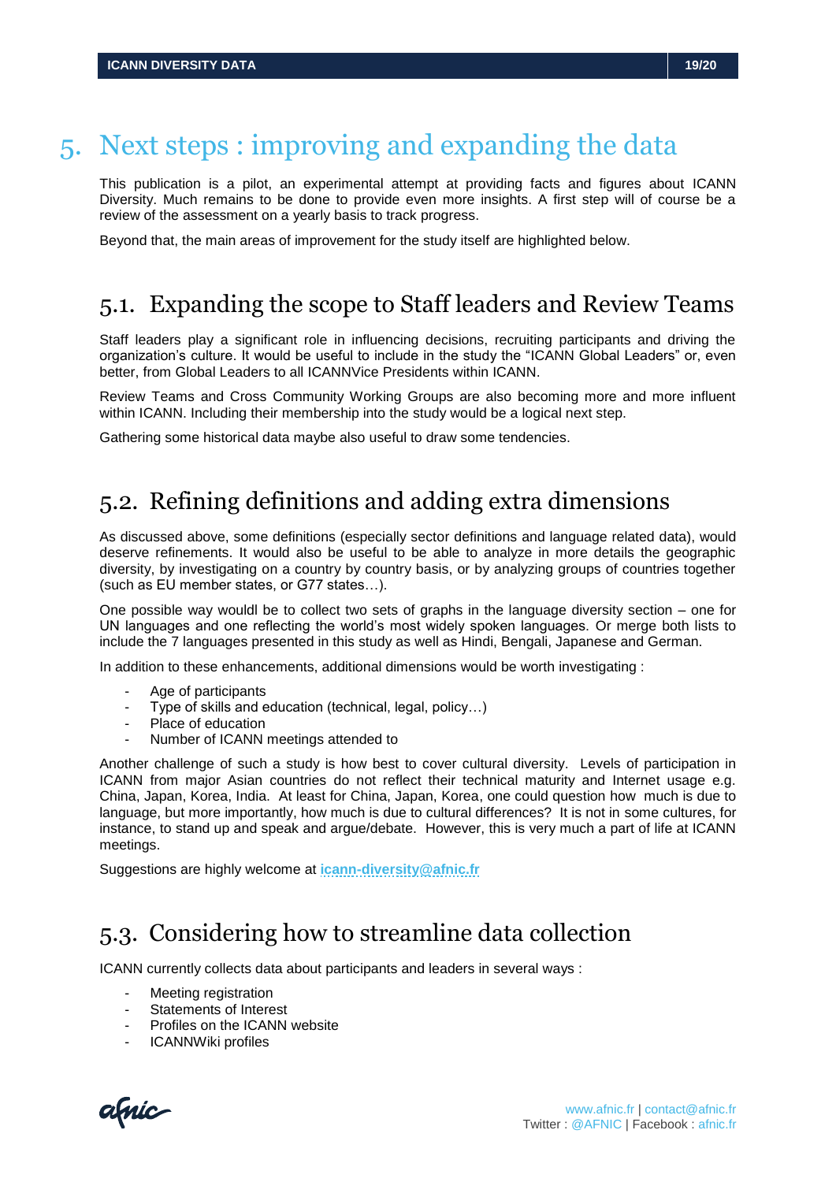# 5. Next steps : improving and expanding the data

This publication is a pilot, an experimental attempt at providing facts and figures about ICANN Diversity. Much remains to be done to provide even more insights. A first step will of course be a review of the assessment on a yearly basis to track progress.

Beyond that, the main areas of improvement for the study itself are highlighted below.

## 5.1. Expanding the scope to Staff leaders and Review Teams

Staff leaders play a significant role in influencing decisions, recruiting participants and driving the organization's culture. It would be useful to include in the study the "ICANN Global Leaders" or, even better, from Global Leaders to all ICANNVice Presidents within ICANN.

Review Teams and Cross Community Working Groups are also becoming more and more influent within ICANN. Including their membership into the study would be a logical next step.

Gathering some historical data maybe also useful to draw some tendencies.

## 5.2. Refining definitions and adding extra dimensions

As discussed above, some definitions (especially sector definitions and language related data), would deserve refinements. It would also be useful to be able to analyze in more details the geographic diversity, by investigating on a country by country basis, or by analyzing groups of countries together (such as EU member states, or G77 states…).

One possible way wouldl be to collect two sets of graphs in the language diversity section – one for UN languages and one reflecting the world's most widely spoken languages. Or merge both lists to include the 7 languages presented in this study as well as Hindi, Bengali, Japanese and German.

In addition to these enhancements, additional dimensions would be worth investigating :

- Age of participants
- Type of skills and education (technical, legal, policy…)
- Place of education
- Number of ICANN meetings attended to

Another challenge of such a study is how best to cover cultural diversity. Levels of participation in ICANN from major Asian countries do not reflect their technical maturity and Internet usage e.g. China, Japan, Korea, India. At least for China, Japan, Korea, one could question how much is due to language, but more importantly, how much is due to cultural differences? It is not in some cultures, for instance, to stand up and speak and argue/debate. However, this is very much a part of life at ICANN meetings.

Suggestions are highly welcome at **icann-diversity@afnic.fr**

## 5.3. Considering how to streamline data collection

ICANN currently collects data about participants and leaders in several ways :

- Meeting registration
- Statements of Interest
- Profiles on the ICANN website
- ICANNWiki profiles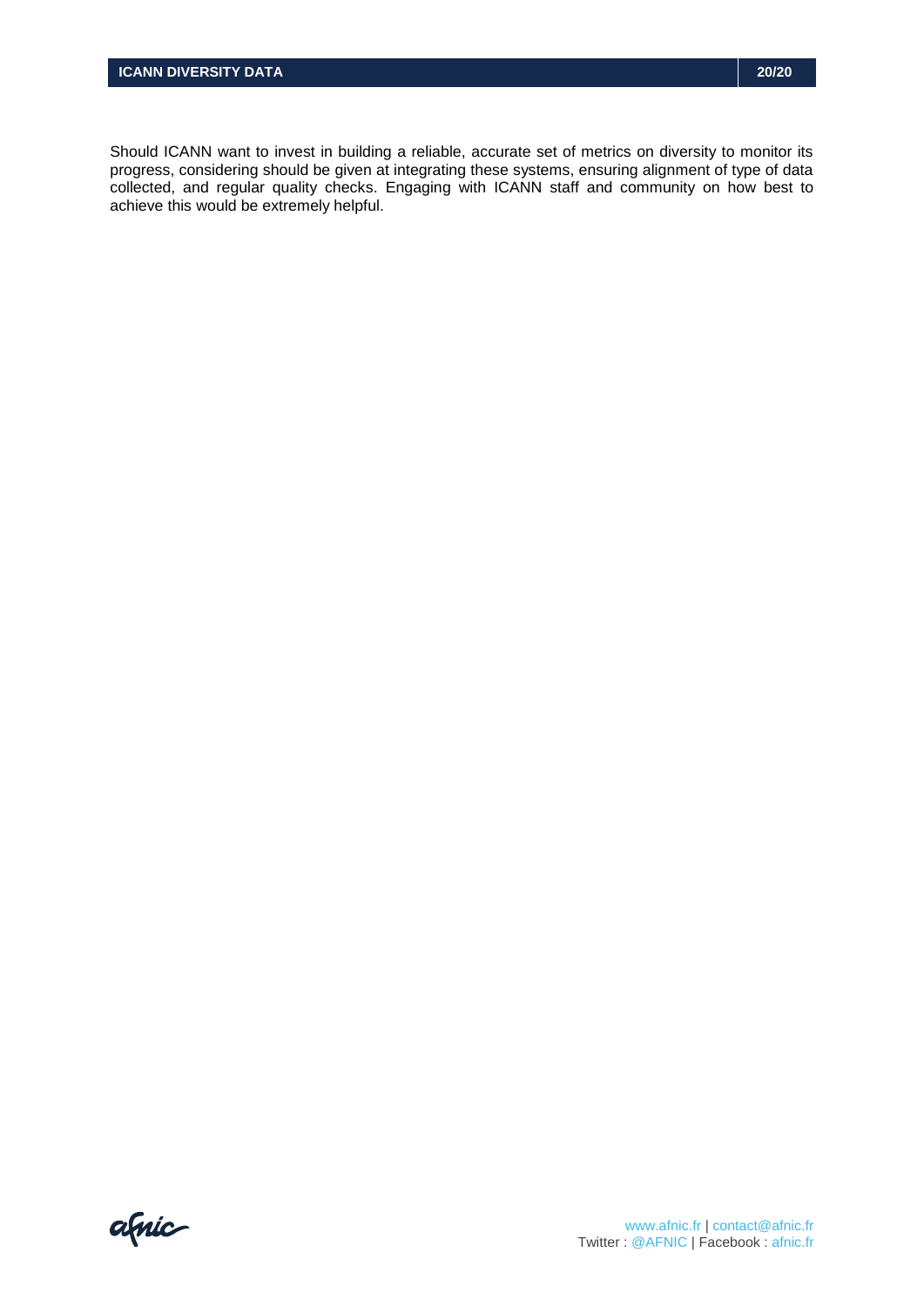Should ICANN want to invest in building a reliable, accurate set of metrics on diversity to monitor its progress, considering should be given at integrating these systems, ensuring alignment of type of data collected, and regular quality checks. Engaging with ICANN staff and community on how best to achieve this would be extremely helpful.